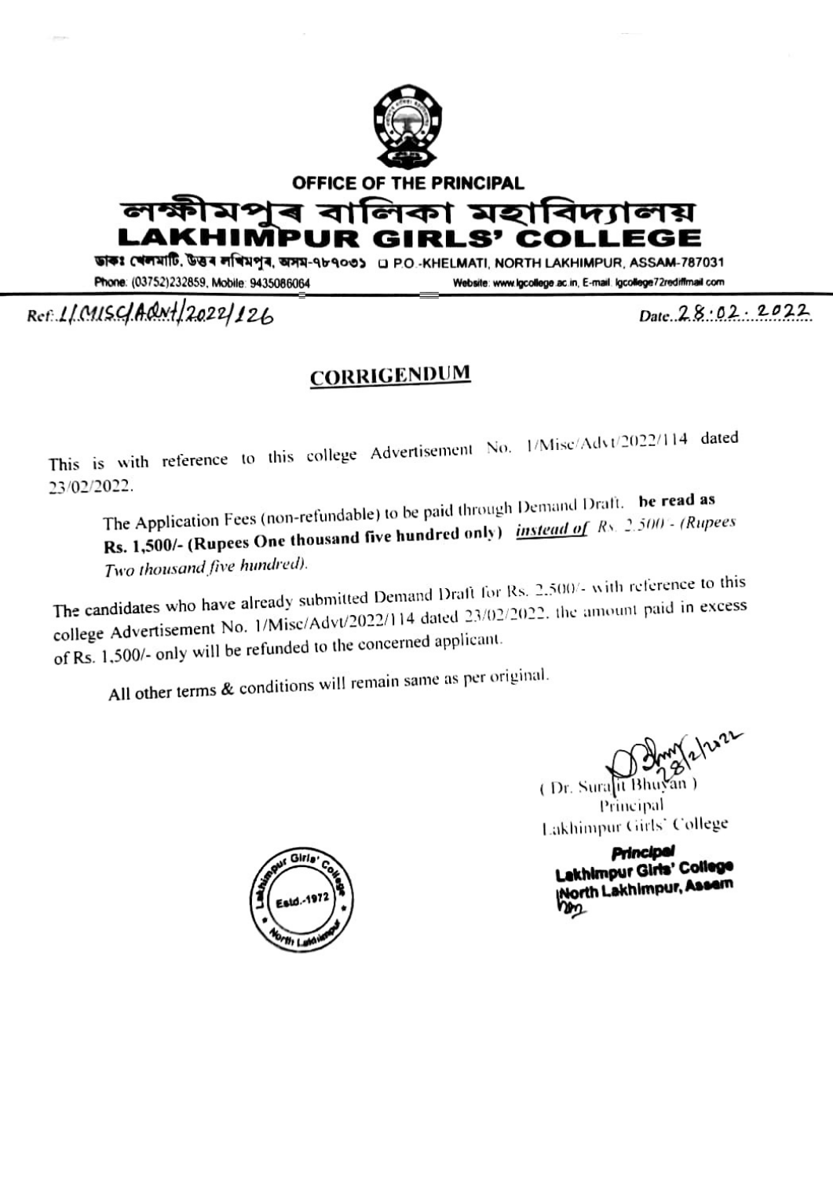OFFICE OF THE PRINCIPAL

# লক্ষীমপুৰ বালিকা মহাবিদ্যালয়
# LAKHIMPUR GIRLS' COLLEGE

ডাকঃ খেলমাটি, উত্তৰ লখিমপুৰ, অসম-৭৮৭০৩১ □ P.O.-KHELMATI, NORTH LAKHIMPUR, ASSAM-787031

Phone: (03752)232859, Mobile: 9435086064 Website: www.lgcollege.ac.in, E-mail: lgcollege72rediffmail.com

Ref: L/MISC/Advt/2022/126 Date: 28.02.2022

## CORRIGENDUM

This is with reference to this college Advertisement No. 1/Misc/Advt/2022/114 dated 23/02/2022.

The Application Fees (non-refundable) to be paid through Demand Draft. **be read as Rs. 1,500/- (Rupees One thousand five hundred only)** ***instead of*** *Rs. 2,500/- (Rupees Two thousand five hundred).*

The candidates who have already submitted Demand Draft for Rs. 2,500/- with reference to this college Advertisement No. 1/Misc/Advt/2022/114 dated 23/02/2022, the amount paid in excess of Rs. 1,500/- only will be refunded to the concerned applicant.

All other terms & conditions will remain same as per original.

28/2/2022

( Dr. Surajit Bhuyan )
Principal
Lakhimpur Girls' College

**Principal**
**Lakhimpur Girls' College**
**North Lakhimpur, Assam**

Lakhimpur Girls' College Estd.-1972 North Lakhimpur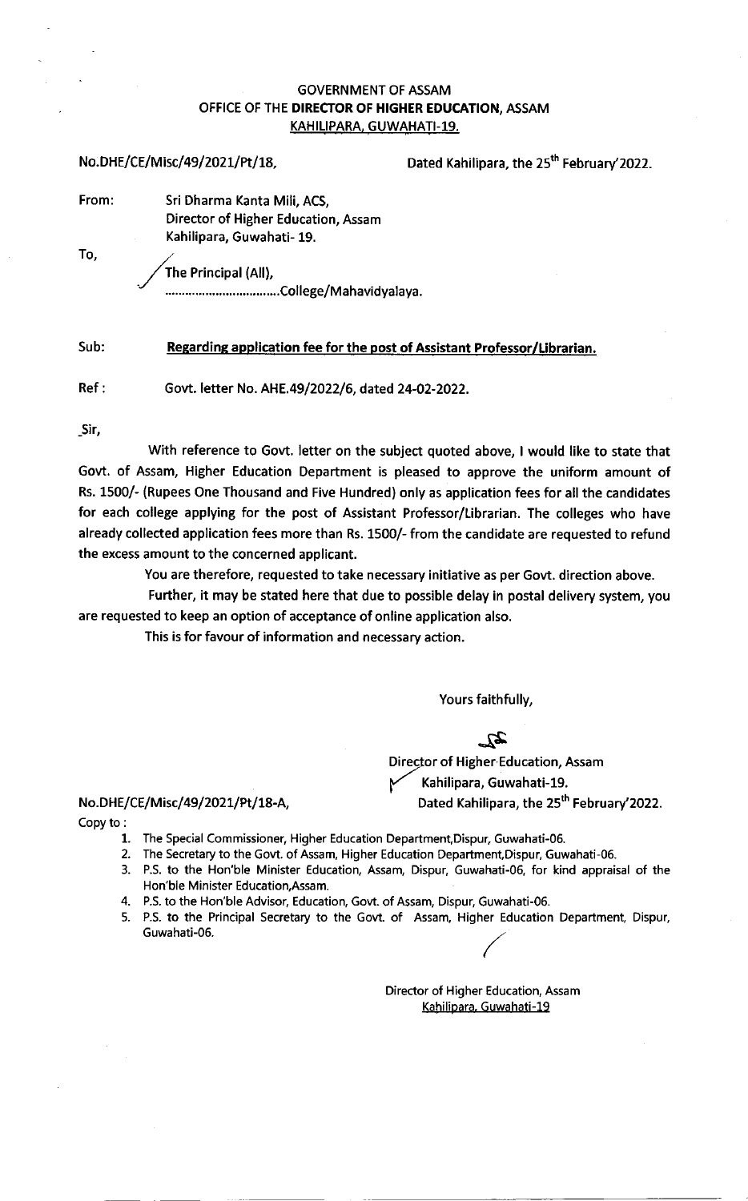**GOVERNMENT OF ASSAM**
**OFFICE OF THE DIRECTOR OF HIGHER EDUCATION, ASSAM**
**KAHILIPARA, GUWAHATI-19.**

No.DHE/CE/Misc/49/2021/Pt/18, Dated Kahilipara, the 25th February'2022.

From: Sri Dharma Kanta Mili, ACS,
Director of Higher Education, Assam
Kahilipara, Guwahati- 19.

To,
The Principal (All),
..................................College/Mahavidyalaya.

Sub: **Regarding application fee for the post of Assistant Professor/Librarian.**

Ref : Govt. letter No. AHE.49/2022/6, dated 24-02-2022.

Sir,

With reference to Govt. letter on the subject quoted above, I would like to state that Govt. of Assam, Higher Education Department is pleased to approve the uniform amount of Rs. 1500/- (Rupees One Thousand and Five Hundred) only as application fees for all the candidates for each college applying for the post of Assistant Professor/Librarian. The colleges who have already collected application fees more than Rs. 1500/- from the candidate are requested to refund the excess amount to the concerned applicant.

You are therefore, requested to take necessary initiative as per Govt. direction above.

Further, it may be stated here that due to possible delay in postal delivery system, you are requested to keep an option of acceptance of online application also.

This is for favour of information and necessary action.

Yours faithfully,

Director of Higher Education, Assam
Kahilipara, Guwahati-19.

No.DHE/CE/Misc/49/2021/Pt/18-A, Dated Kahilipara, the 25th February'2022.

Copy to :

1. The Special Commissioner, Higher Education Department,Dispur, Guwahati-06.
2. The Secretary to the Govt. of Assam, Higher Education Department,Dispur, Guwahati-06.
3. P.S. to the Hon'ble Minister Education, Assam, Dispur, Guwahati-06, for kind appraisal of the Hon'ble Minister Education,Assam.
4. P.S. to the Hon'ble Advisor, Education, Govt. of Assam, Dispur, Guwahati-06.
5. P.S. to the Principal Secretary to the Govt. of Assam, Higher Education Department, Dispur, Guwahati-06.

Director of Higher Education, Assam
Kahilipara, Guwahati-19